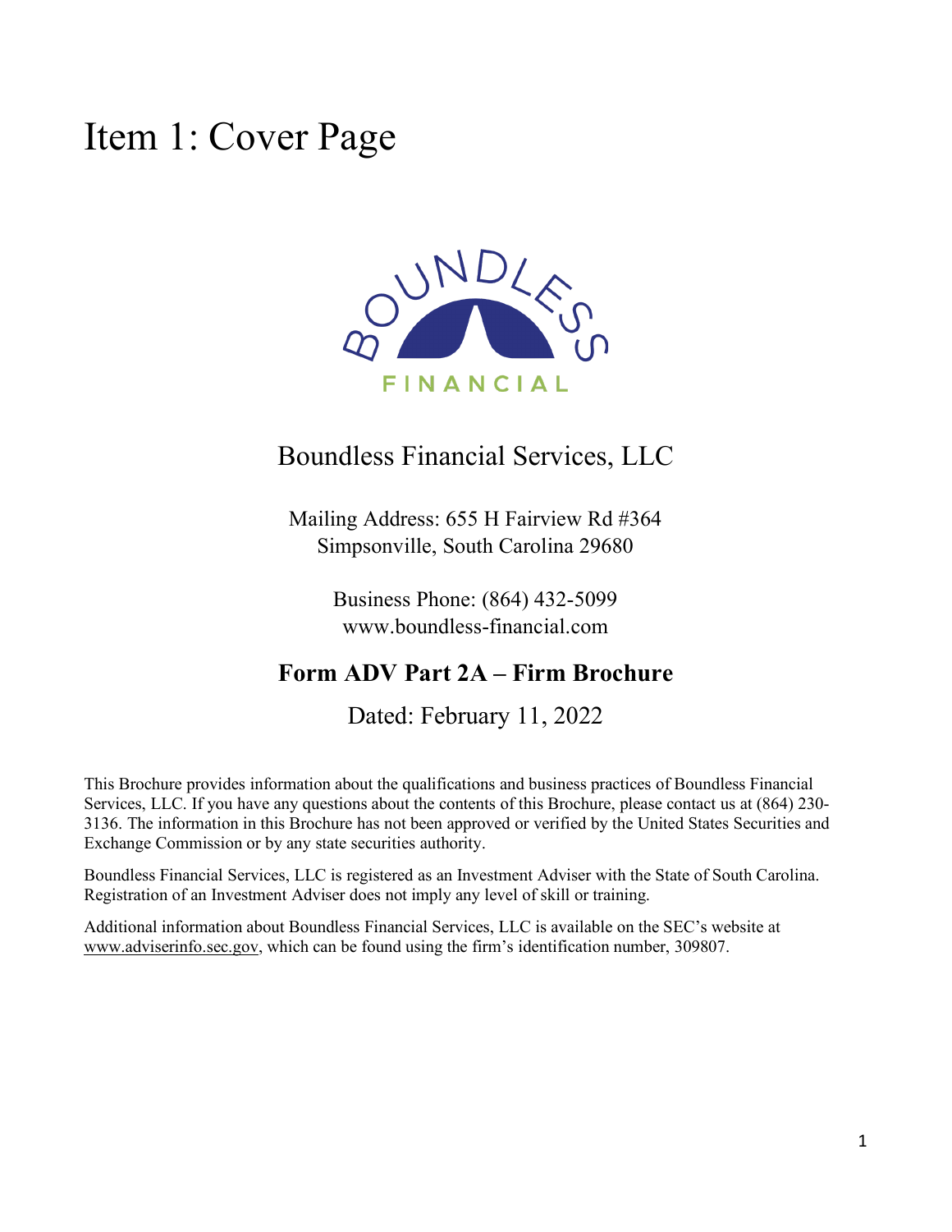# Item 1: Cover Page

Boundless Financial Services, LLC

Mailing Address: 655 H Fairview Rd #364
Simpsonville, South Carolina 29680

Business Phone: (864) 432-5099
www.boundless-financial.com

## Form ADV Part 2A – Firm Brochure

Dated: February 11, 2022

This Brochure provides information about the qualifications and business practices of Boundless Financial Services, LLC. If you have any questions about the contents of this Brochure, please contact us at (864) 230-3136. The information in this Brochure has not been approved or verified by the United States Securities and Exchange Commission or by any state securities authority.

Boundless Financial Services, LLC is registered as an Investment Adviser with the State of South Carolina. Registration of an Investment Adviser does not imply any level of skill or training.

Additional information about Boundless Financial Services, LLC is available on the SEC's website at www.adviserinfo.sec.gov, which can be found using the firm's identification number, 309807.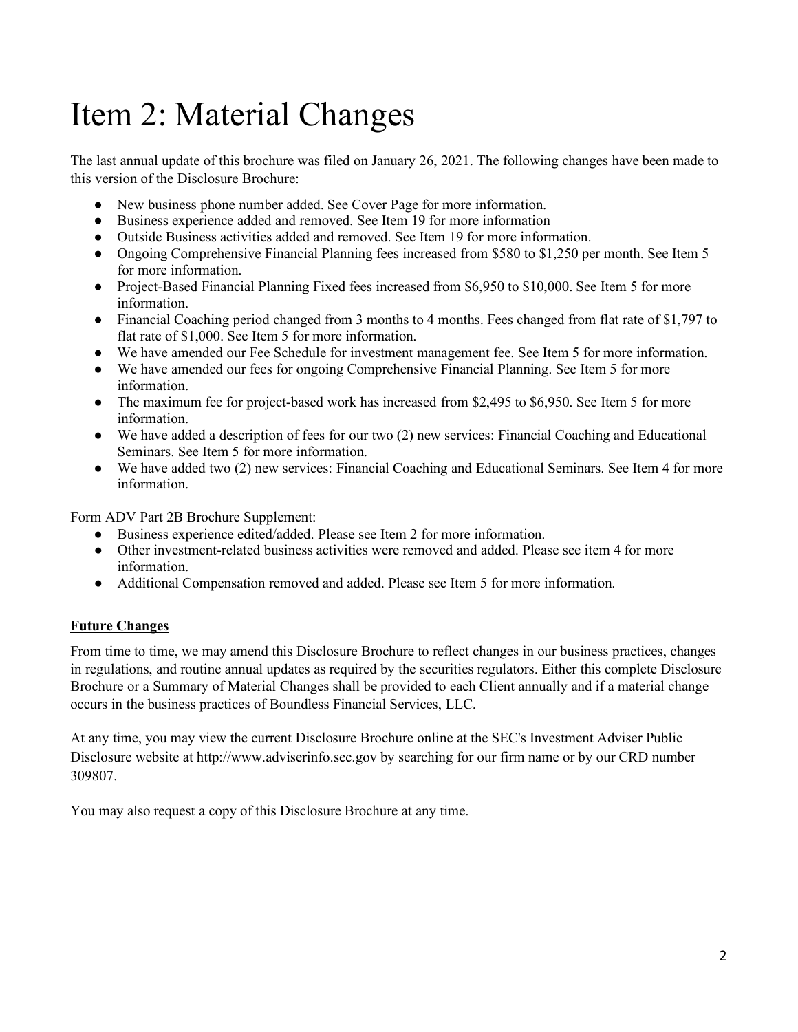# Item 2: Material Changes

The last annual update of this brochure was filed on January 26, 2021. The following changes have been made to this version of the Disclosure Brochure:

- New business phone number added. See Cover Page for more information.
- Business experience added and removed. See Item 19 for more information
- Outside Business activities added and removed. See Item 19 for more information.
- Ongoing Comprehensive Financial Planning fees increased from $580 to $1,250 per month. See Item 5 for more information.
- Project-Based Financial Planning Fixed fees increased from $6,950 to $10,000. See Item 5 for more information.
- Financial Coaching period changed from 3 months to 4 months. Fees changed from flat rate of $1,797 to flat rate of $1,000. See Item 5 for more information.
- We have amended our Fee Schedule for investment management fee. See Item 5 for more information.
- We have amended our fees for ongoing Comprehensive Financial Planning. See Item 5 for more information.
- The maximum fee for project-based work has increased from $2,495 to $6,950. See Item 5 for more information.
- We have added a description of fees for our two (2) new services: Financial Coaching and Educational Seminars. See Item 5 for more information.
- We have added two (2) new services: Financial Coaching and Educational Seminars. See Item 4 for more information.

Form ADV Part 2B Brochure Supplement:

- Business experience edited/added. Please see Item 2 for more information.
- Other investment-related business activities were removed and added. Please see item 4 for more information.
- Additional Compensation removed and added. Please see Item 5 for more information.

**Future Changes**

From time to time, we may amend this Disclosure Brochure to reflect changes in our business practices, changes in regulations, and routine annual updates as required by the securities regulators. Either this complete Disclosure Brochure or a Summary of Material Changes shall be provided to each Client annually and if a material change occurs in the business practices of Boundless Financial Services, LLC.

At any time, you may view the current Disclosure Brochure online at the SEC's Investment Adviser Public Disclosure website at http://www.adviserinfo.sec.gov by searching for our firm name or by our CRD number 309807.

You may also request a copy of this Disclosure Brochure at any time.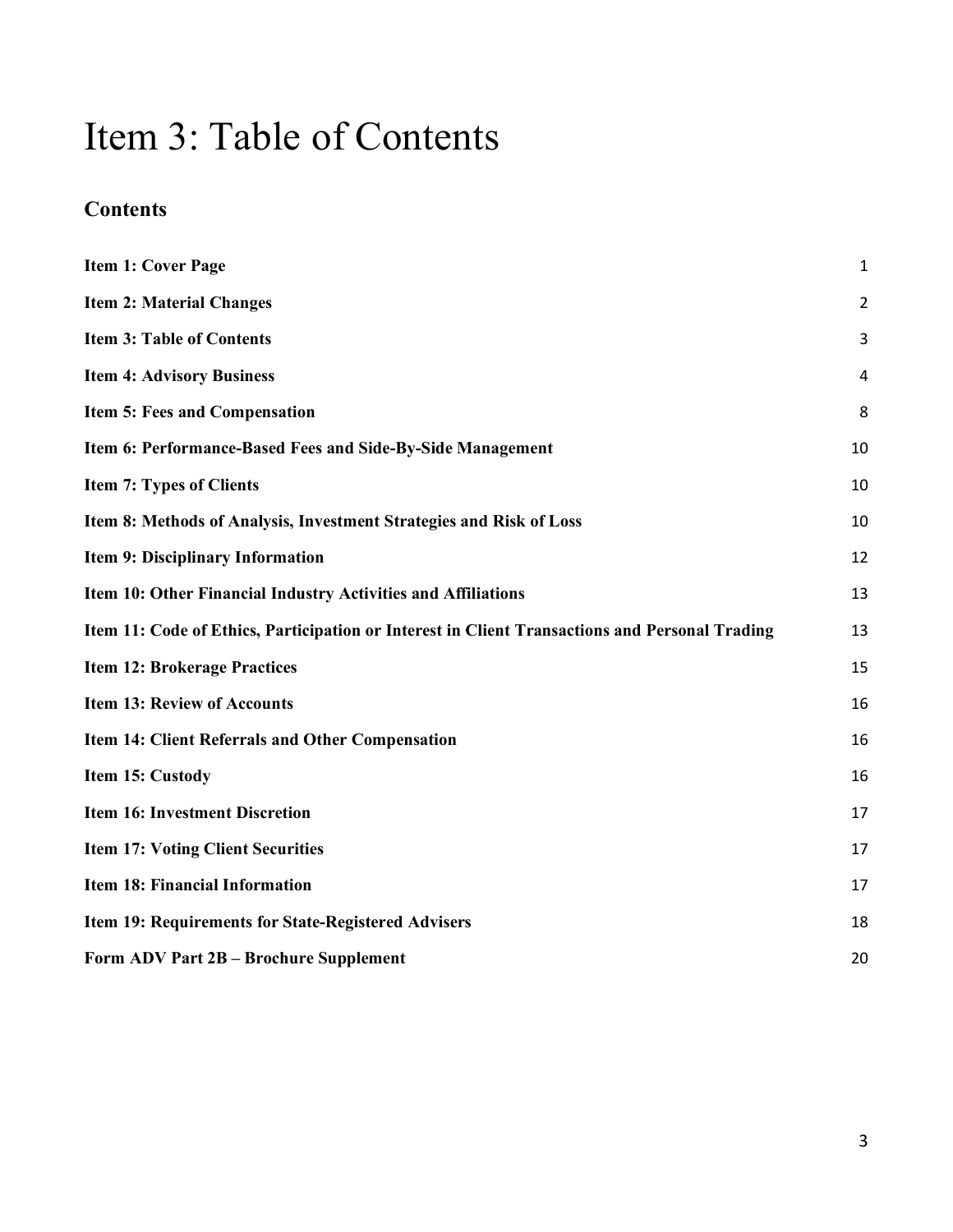# Item 3: Table of Contents

## Contents

| | |
|---|---|
| **Item 1: Cover Page** | 1 |
| **Item 2: Material Changes** | 2 |
| **Item 3: Table of Contents** | 3 |
| **Item 4: Advisory Business** | 4 |
| **Item 5: Fees and Compensation** | 8 |
| **Item 6: Performance-Based Fees and Side-By-Side Management** | 10 |
| **Item 7: Types of Clients** | 10 |
| **Item 8: Methods of Analysis, Investment Strategies and Risk of Loss** | 10 |
| **Item 9: Disciplinary Information** | 12 |
| **Item 10: Other Financial Industry Activities and Affiliations** | 13 |
| **Item 11: Code of Ethics, Participation or Interest in Client Transactions and Personal Trading** | 13 |
| **Item 12: Brokerage Practices** | 15 |
| **Item 13: Review of Accounts** | 16 |
| **Item 14: Client Referrals and Other Compensation** | 16 |
| **Item 15: Custody** | 16 |
| **Item 16: Investment Discretion** | 17 |
| **Item 17: Voting Client Securities** | 17 |
| **Item 18: Financial Information** | 17 |
| **Item 19: Requirements for State-Registered Advisers** | 18 |
| **Form ADV Part 2B – Brochure Supplement** | 20 |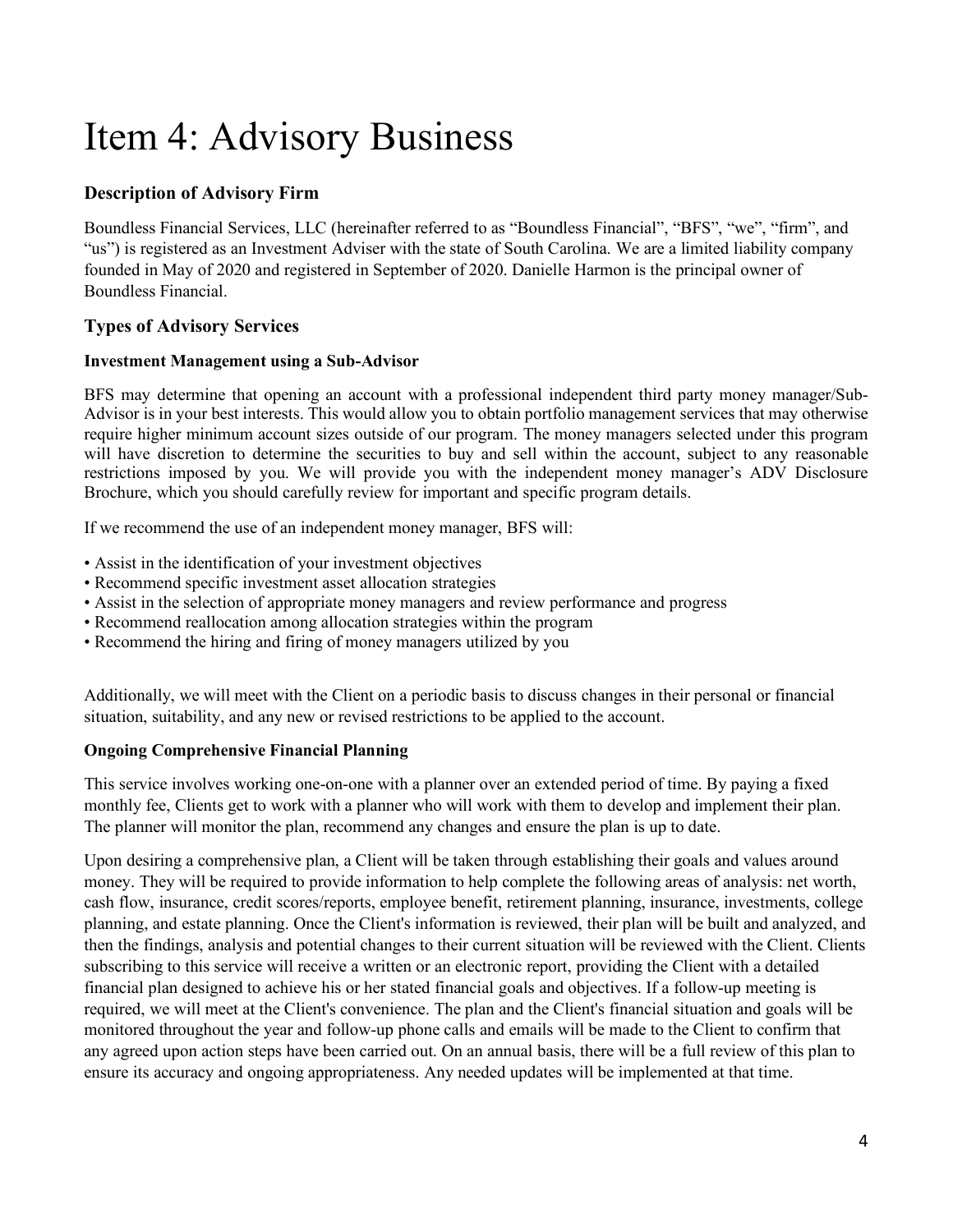# Item 4: Advisory Business

## Description of Advisory Firm

Boundless Financial Services, LLC (hereinafter referred to as "Boundless Financial", "BFS", "we", "firm", and "us") is registered as an Investment Adviser with the state of South Carolina. We are a limited liability company founded in May of 2020 and registered in September of 2020. Danielle Harmon is the principal owner of Boundless Financial.

## Types of Advisory Services

### Investment Management using a Sub-Advisor

BFS may determine that opening an account with a professional independent third party money manager/Sub-Advisor is in your best interests. This would allow you to obtain portfolio management services that may otherwise require higher minimum account sizes outside of our program. The money managers selected under this program will have discretion to determine the securities to buy and sell within the account, subject to any reasonable restrictions imposed by you. We will provide you with the independent money manager's ADV Disclosure Brochure, which you should carefully review for important and specific program details.

If we recommend the use of an independent money manager, BFS will:

- Assist in the identification of your investment objectives
- Recommend specific investment asset allocation strategies
- Assist in the selection of appropriate money managers and review performance and progress
- Recommend reallocation among allocation strategies within the program
- Recommend the hiring and firing of money managers utilized by you

Additionally, we will meet with the Client on a periodic basis to discuss changes in their personal or financial situation, suitability, and any new or revised restrictions to be applied to the account.

### Ongoing Comprehensive Financial Planning

This service involves working one-on-one with a planner over an extended period of time. By paying a fixed monthly fee, Clients get to work with a planner who will work with them to develop and implement their plan. The planner will monitor the plan, recommend any changes and ensure the plan is up to date.

Upon desiring a comprehensive plan, a Client will be taken through establishing their goals and values around money. They will be required to provide information to help complete the following areas of analysis: net worth, cash flow, insurance, credit scores/reports, employee benefit, retirement planning, insurance, investments, college planning, and estate planning. Once the Client's information is reviewed, their plan will be built and analyzed, and then the findings, analysis and potential changes to their current situation will be reviewed with the Client. Clients subscribing to this service will receive a written or an electronic report, providing the Client with a detailed financial plan designed to achieve his or her stated financial goals and objectives. If a follow-up meeting is required, we will meet at the Client's convenience. The plan and the Client's financial situation and goals will be monitored throughout the year and follow-up phone calls and emails will be made to the Client to confirm that any agreed upon action steps have been carried out. On an annual basis, there will be a full review of this plan to ensure its accuracy and ongoing appropriateness. Any needed updates will be implemented at that time.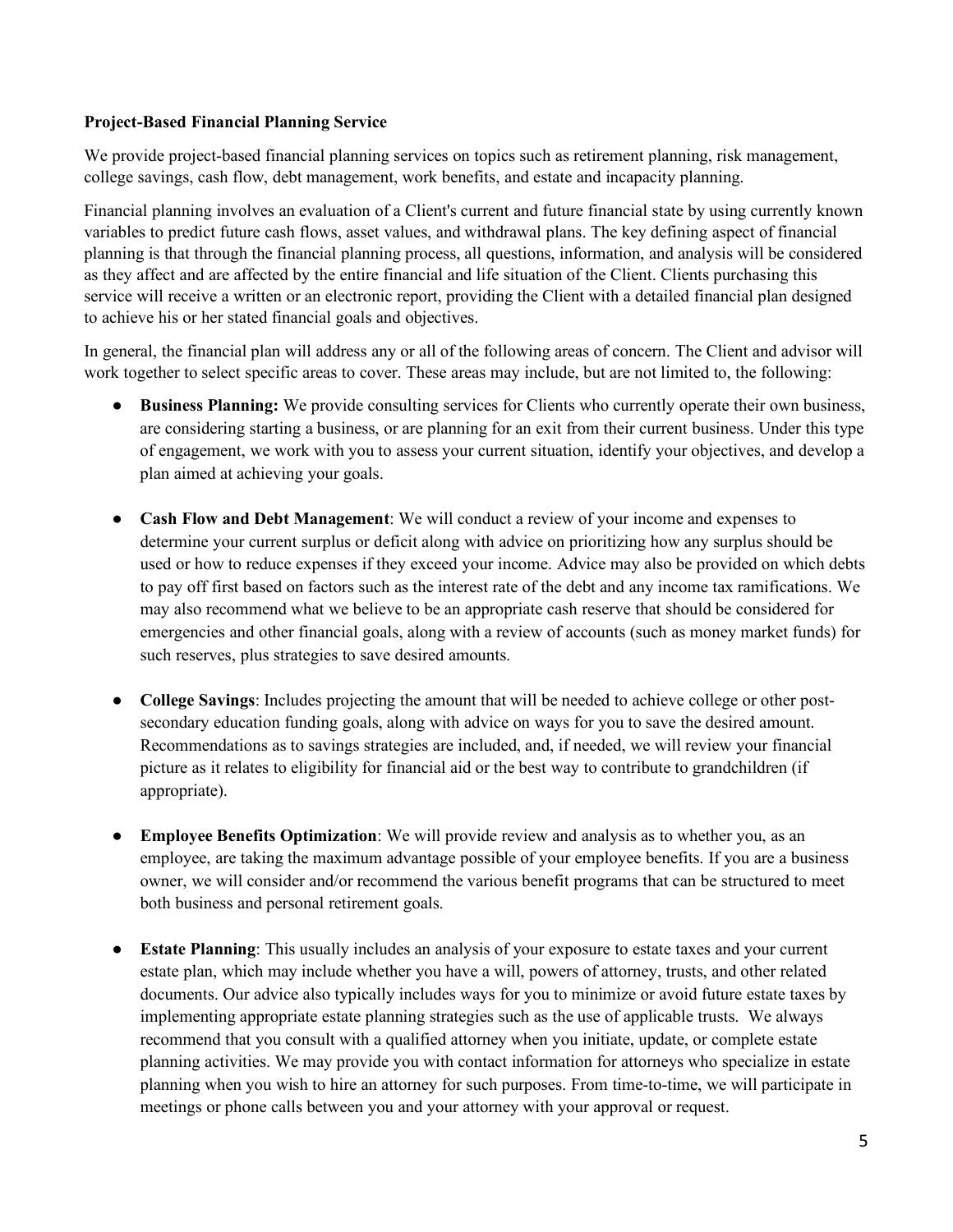**Project-Based Financial Planning Service**

We provide project-based financial planning services on topics such as retirement planning, risk management, college savings, cash flow, debt management, work benefits, and estate and incapacity planning.

Financial planning involves an evaluation of a Client's current and future financial state by using currently known variables to predict future cash flows, asset values, and withdrawal plans. The key defining aspect of financial planning is that through the financial planning process, all questions, information, and analysis will be considered as they affect and are affected by the entire financial and life situation of the Client. Clients purchasing this service will receive a written or an electronic report, providing the Client with a detailed financial plan designed to achieve his or her stated financial goals and objectives.

In general, the financial plan will address any or all of the following areas of concern. The Client and advisor will work together to select specific areas to cover. These areas may include, but are not limited to, the following:

- **Business Planning:** We provide consulting services for Clients who currently operate their own business, are considering starting a business, or are planning for an exit from their current business. Under this type of engagement, we work with you to assess your current situation, identify your objectives, and develop a plan aimed at achieving your goals.

- **Cash Flow and Debt Management**: We will conduct a review of your income and expenses to determine your current surplus or deficit along with advice on prioritizing how any surplus should be used or how to reduce expenses if they exceed your income. Advice may also be provided on which debts to pay off first based on factors such as the interest rate of the debt and any income tax ramifications. We may also recommend what we believe to be an appropriate cash reserve that should be considered for emergencies and other financial goals, along with a review of accounts (such as money market funds) for such reserves, plus strategies to save desired amounts.

- **College Savings**: Includes projecting the amount that will be needed to achieve college or other post-secondary education funding goals, along with advice on ways for you to save the desired amount. Recommendations as to savings strategies are included, and, if needed, we will review your financial picture as it relates to eligibility for financial aid or the best way to contribute to grandchildren (if appropriate).

- **Employee Benefits Optimization**: We will provide review and analysis as to whether you, as an employee, are taking the maximum advantage possible of your employee benefits. If you are a business owner, we will consider and/or recommend the various benefit programs that can be structured to meet both business and personal retirement goals.

- **Estate Planning**: This usually includes an analysis of your exposure to estate taxes and your current estate plan, which may include whether you have a will, powers of attorney, trusts, and other related documents. Our advice also typically includes ways for you to minimize or avoid future estate taxes by implementing appropriate estate planning strategies such as the use of applicable trusts. We always recommend that you consult with a qualified attorney when you initiate, update, or complete estate planning activities. We may provide you with contact information for attorneys who specialize in estate planning when you wish to hire an attorney for such purposes. From time-to-time, we will participate in meetings or phone calls between you and your attorney with your approval or request.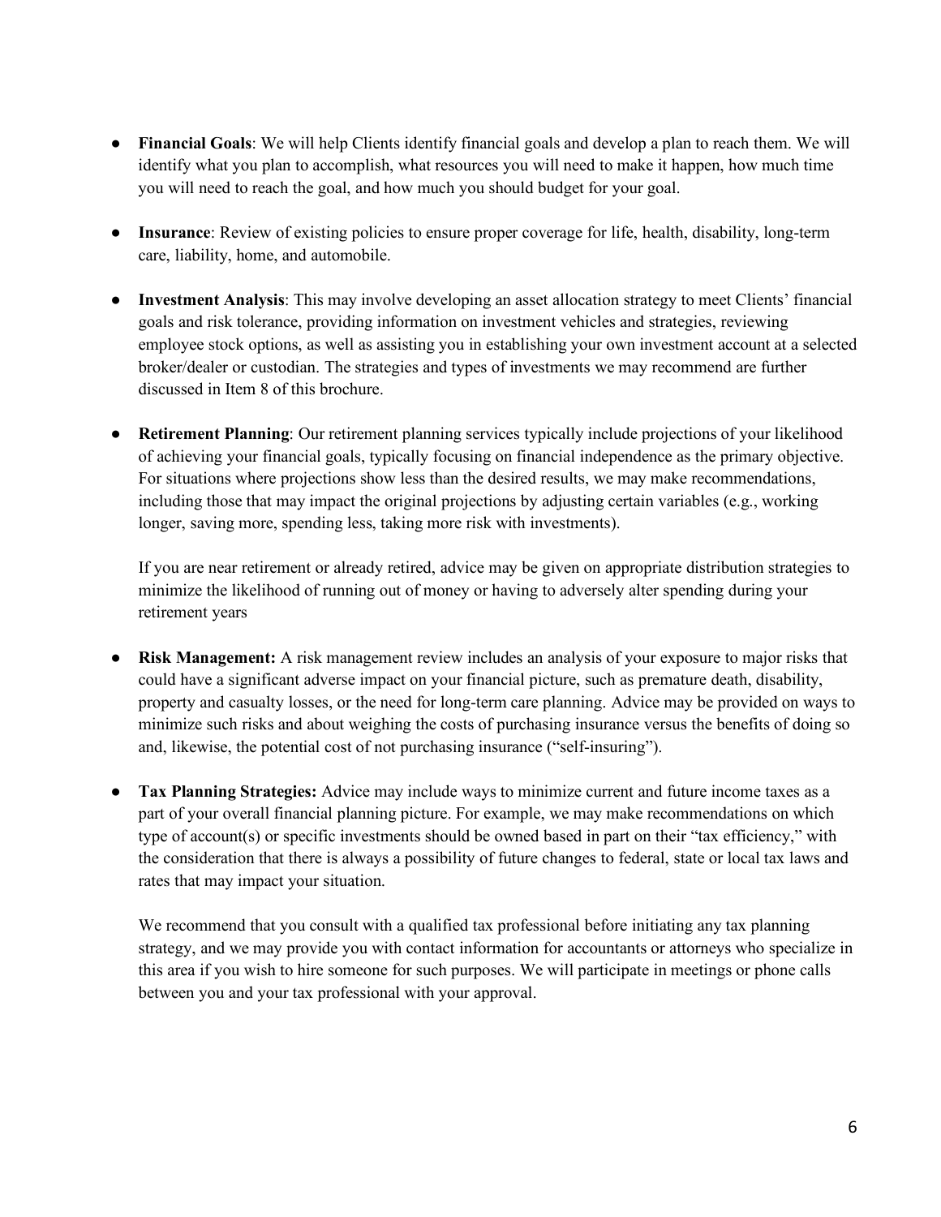- **Financial Goals**: We will help Clients identify financial goals and develop a plan to reach them. We will identify what you plan to accomplish, what resources you will need to make it happen, how much time you will need to reach the goal, and how much you should budget for your goal.

- **Insurance**: Review of existing policies to ensure proper coverage for life, health, disability, long-term care, liability, home, and automobile.

- **Investment Analysis**: This may involve developing an asset allocation strategy to meet Clients' financial goals and risk tolerance, providing information on investment vehicles and strategies, reviewing employee stock options, as well as assisting you in establishing your own investment account at a selected broker/dealer or custodian. The strategies and types of investments we may recommend are further discussed in Item 8 of this brochure.

- **Retirement Planning**: Our retirement planning services typically include projections of your likelihood of achieving your financial goals, typically focusing on financial independence as the primary objective. For situations where projections show less than the desired results, we may make recommendations, including those that may impact the original projections by adjusting certain variables (e.g., working longer, saving more, spending less, taking more risk with investments).

  If you are near retirement or already retired, advice may be given on appropriate distribution strategies to minimize the likelihood of running out of money or having to adversely alter spending during your retirement years

- **Risk Management:** A risk management review includes an analysis of your exposure to major risks that could have a significant adverse impact on your financial picture, such as premature death, disability, property and casualty losses, or the need for long-term care planning. Advice may be provided on ways to minimize such risks and about weighing the costs of purchasing insurance versus the benefits of doing so and, likewise, the potential cost of not purchasing insurance ("self-insuring").

- **Tax Planning Strategies:** Advice may include ways to minimize current and future income taxes as a part of your overall financial planning picture. For example, we may make recommendations on which type of account(s) or specific investments should be owned based in part on their "tax efficiency," with the consideration that there is always a possibility of future changes to federal, state or local tax laws and rates that may impact your situation.

  We recommend that you consult with a qualified tax professional before initiating any tax planning strategy, and we may provide you with contact information for accountants or attorneys who specialize in this area if you wish to hire someone for such purposes. We will participate in meetings or phone calls between you and your tax professional with your approval.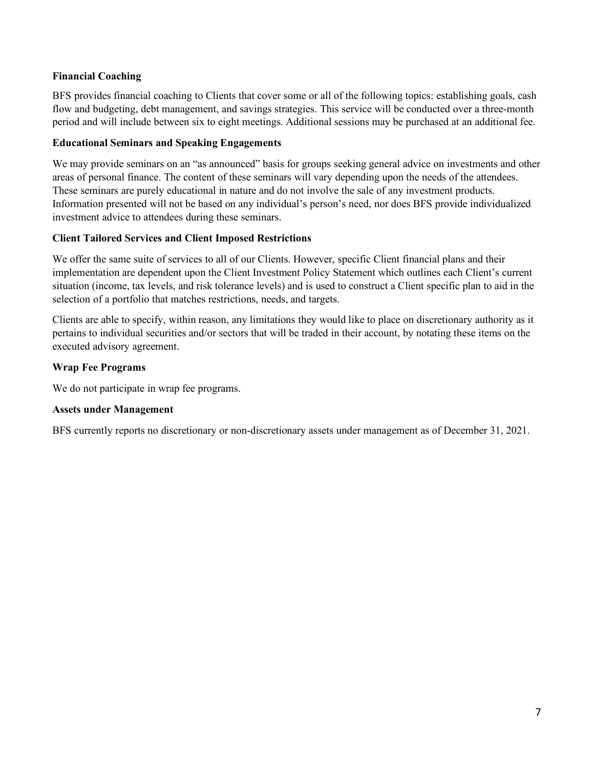**Financial Coaching**

BFS provides financial coaching to Clients that cover some or all of the following topics: establishing goals, cash flow and budgeting, debt management, and savings strategies. This service will be conducted over a three-month period and will include between six to eight meetings. Additional sessions may be purchased at an additional fee.

**Educational Seminars and Speaking Engagements**

We may provide seminars on an "as announced" basis for groups seeking general advice on investments and other areas of personal finance. The content of these seminars will vary depending upon the needs of the attendees. These seminars are purely educational in nature and do not involve the sale of any investment products. Information presented will not be based on any individual's person's need, nor does BFS provide individualized investment advice to attendees during these seminars.

**Client Tailored Services and Client Imposed Restrictions**

We offer the same suite of services to all of our Clients. However, specific Client financial plans and their implementation are dependent upon the Client Investment Policy Statement which outlines each Client's current situation (income, tax levels, and risk tolerance levels) and is used to construct a Client specific plan to aid in the selection of a portfolio that matches restrictions, needs, and targets.

Clients are able to specify, within reason, any limitations they would like to place on discretionary authority as it pertains to individual securities and/or sectors that will be traded in their account, by notating these items on the executed advisory agreement.

**Wrap Fee Programs**

We do not participate in wrap fee programs.

**Assets under Management**

BFS currently reports no discretionary or non-discretionary assets under management as of December 31, 2021.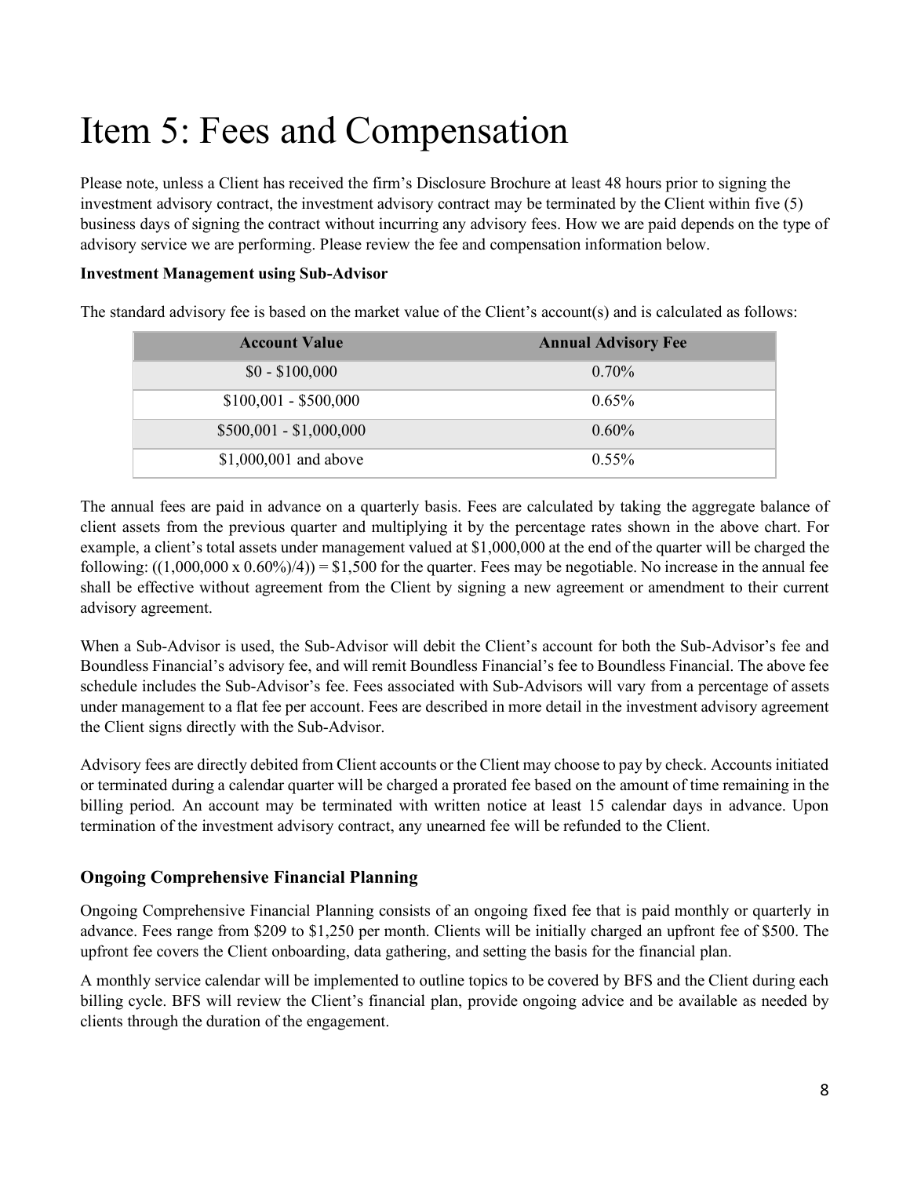# Item 5: Fees and Compensation

Please note, unless a Client has received the firm's Disclosure Brochure at least 48 hours prior to signing the investment advisory contract, the investment advisory contract may be terminated by the Client within five (5) business days of signing the contract without incurring any advisory fees. How we are paid depends on the type of advisory service we are performing. Please review the fee and compensation information below.

**Investment Management using Sub-Advisor**

The standard advisory fee is based on the market value of the Client's account(s) and is calculated as follows:

| Account Value | Annual Advisory Fee |
|---|---|
| $0 - $100,000 | 0.70% |
| $100,001 - $500,000 | 0.65% |
| $500,001 - $1,000,000 | 0.60% |
| $1,000,001 and above | 0.55% |

The annual fees are paid in advance on a quarterly basis. Fees are calculated by taking the aggregate balance of client assets from the previous quarter and multiplying it by the percentage rates shown in the above chart. For example, a client's total assets under management valued at $1,000,000 at the end of the quarter will be charged the following: ((1,000,000 x 0.60%)/4)) = $1,500 for the quarter. Fees may be negotiable. No increase in the annual fee shall be effective without agreement from the Client by signing a new agreement or amendment to their current advisory agreement.

When a Sub-Advisor is used, the Sub-Advisor will debit the Client's account for both the Sub-Advisor's fee and Boundless Financial's advisory fee, and will remit Boundless Financial's fee to Boundless Financial. The above fee schedule includes the Sub-Advisor's fee. Fees associated with Sub-Advisors will vary from a percentage of assets under management to a flat fee per account. Fees are described in more detail in the investment advisory agreement the Client signs directly with the Sub-Advisor.

Advisory fees are directly debited from Client accounts or the Client may choose to pay by check. Accounts initiated or terminated during a calendar quarter will be charged a prorated fee based on the amount of time remaining in the billing period. An account may be terminated with written notice at least 15 calendar days in advance. Upon termination of the investment advisory contract, any unearned fee will be refunded to the Client.

### Ongoing Comprehensive Financial Planning

Ongoing Comprehensive Financial Planning consists of an ongoing fixed fee that is paid monthly or quarterly in advance. Fees range from $209 to $1,250 per month. Clients will be initially charged an upfront fee of $500. The upfront fee covers the Client onboarding, data gathering, and setting the basis for the financial plan.

A monthly service calendar will be implemented to outline topics to be covered by BFS and the Client during each billing cycle. BFS will review the Client's financial plan, provide ongoing advice and be available as needed by clients through the duration of the engagement.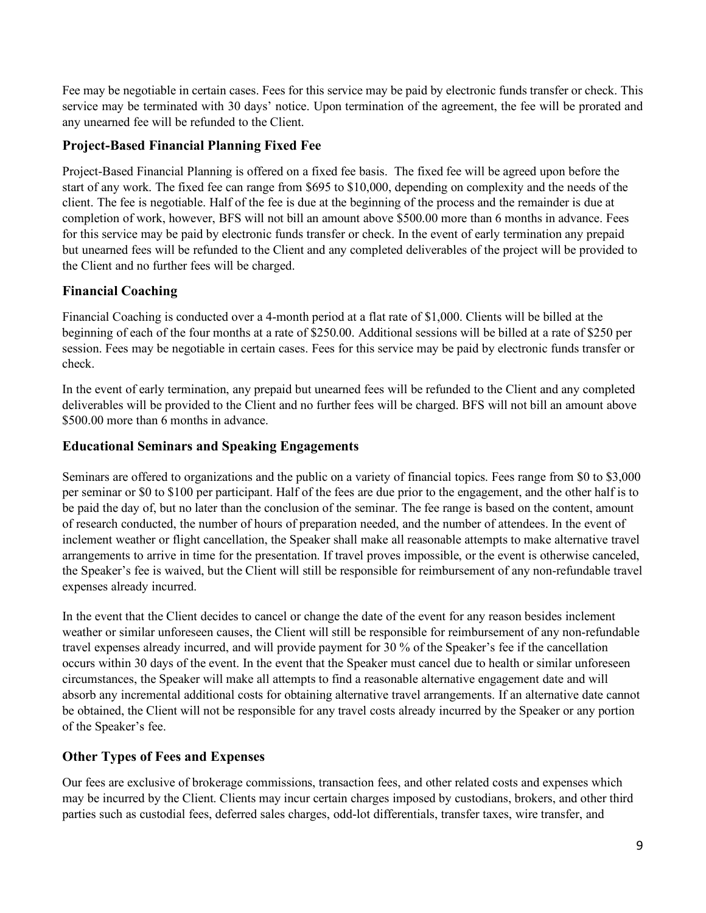Fee may be negotiable in certain cases. Fees for this service may be paid by electronic funds transfer or check. This service may be terminated with 30 days' notice. Upon termination of the agreement, the fee will be prorated and any unearned fee will be refunded to the Client.

### Project-Based Financial Planning Fixed Fee

Project-Based Financial Planning is offered on a fixed fee basis. The fixed fee will be agreed upon before the start of any work. The fixed fee can range from $695 to $10,000, depending on complexity and the needs of the client. The fee is negotiable. Half of the fee is due at the beginning of the process and the remainder is due at completion of work, however, BFS will not bill an amount above $500.00 more than 6 months in advance. Fees for this service may be paid by electronic funds transfer or check. In the event of early termination any prepaid but unearned fees will be refunded to the Client and any completed deliverables of the project will be provided to the Client and no further fees will be charged.

### Financial Coaching

Financial Coaching is conducted over a 4-month period at a flat rate of $1,000. Clients will be billed at the beginning of each of the four months at a rate of $250.00. Additional sessions will be billed at a rate of $250 per session. Fees may be negotiable in certain cases. Fees for this service may be paid by electronic funds transfer or check.

In the event of early termination, any prepaid but unearned fees will be refunded to the Client and any completed deliverables will be provided to the Client and no further fees will be charged. BFS will not bill an amount above $500.00 more than 6 months in advance.

### Educational Seminars and Speaking Engagements

Seminars are offered to organizations and the public on a variety of financial topics. Fees range from $0 to $3,000 per seminar or $0 to $100 per participant. Half of the fees are due prior to the engagement, and the other half is to be paid the day of, but no later than the conclusion of the seminar. The fee range is based on the content, amount of research conducted, the number of hours of preparation needed, and the number of attendees. In the event of inclement weather or flight cancellation, the Speaker shall make all reasonable attempts to make alternative travel arrangements to arrive in time for the presentation. If travel proves impossible, or the event is otherwise canceled, the Speaker's fee is waived, but the Client will still be responsible for reimbursement of any non-refundable travel expenses already incurred.

In the event that the Client decides to cancel or change the date of the event for any reason besides inclement weather or similar unforeseen causes, the Client will still be responsible for reimbursement of any non-refundable travel expenses already incurred, and will provide payment for 30 % of the Speaker's fee if the cancellation occurs within 30 days of the event. In the event that the Speaker must cancel due to health or similar unforeseen circumstances, the Speaker will make all attempts to find a reasonable alternative engagement date and will absorb any incremental additional costs for obtaining alternative travel arrangements. If an alternative date cannot be obtained, the Client will not be responsible for any travel costs already incurred by the Speaker or any portion of the Speaker's fee.

### Other Types of Fees and Expenses

Our fees are exclusive of brokerage commissions, transaction fees, and other related costs and expenses which may be incurred by the Client. Clients may incur certain charges imposed by custodians, brokers, and other third parties such as custodial fees, deferred sales charges, odd-lot differentials, transfer taxes, wire transfer, and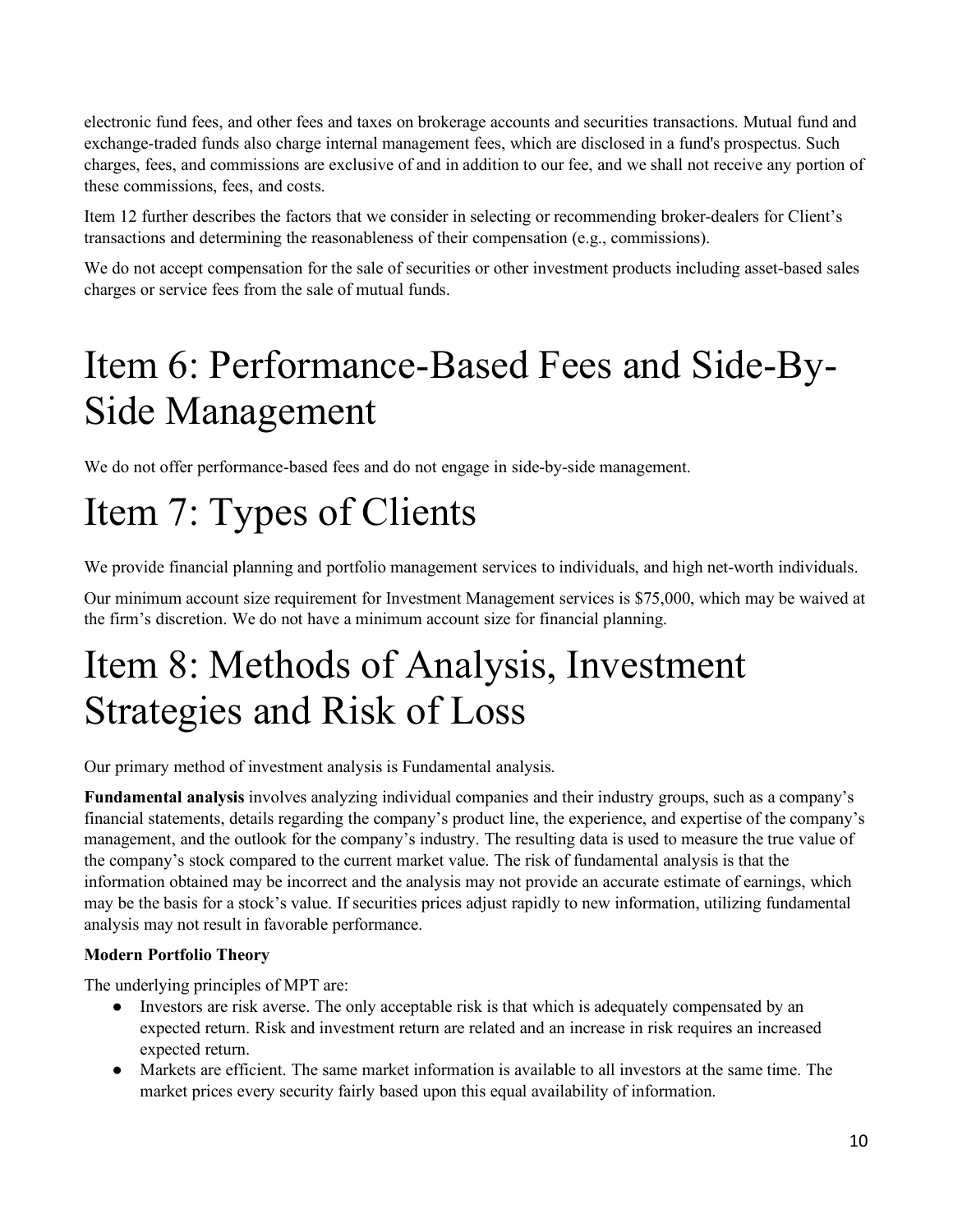electronic fund fees, and other fees and taxes on brokerage accounts and securities transactions. Mutual fund and exchange-traded funds also charge internal management fees, which are disclosed in a fund's prospectus. Such charges, fees, and commissions are exclusive of and in addition to our fee, and we shall not receive any portion of these commissions, fees, and costs.

Item 12 further describes the factors that we consider in selecting or recommending broker-dealers for Client's transactions and determining the reasonableness of their compensation (e.g., commissions).

We do not accept compensation for the sale of securities or other investment products including asset-based sales charges or service fees from the sale of mutual funds.

# Item 6: Performance-Based Fees and Side-By-Side Management

We do not offer performance-based fees and do not engage in side-by-side management.

# Item 7: Types of Clients

We provide financial planning and portfolio management services to individuals, and high net-worth individuals.

Our minimum account size requirement for Investment Management services is $75,000, which may be waived at the firm's discretion. We do not have a minimum account size for financial planning.

# Item 8: Methods of Analysis, Investment Strategies and Risk of Loss

Our primary method of investment analysis is Fundamental analysis.

**Fundamental analysis** involves analyzing individual companies and their industry groups, such as a company's financial statements, details regarding the company's product line, the experience, and expertise of the company's management, and the outlook for the company's industry. The resulting data is used to measure the true value of the company's stock compared to the current market value. The risk of fundamental analysis is that the information obtained may be incorrect and the analysis may not provide an accurate estimate of earnings, which may be the basis for a stock's value. If securities prices adjust rapidly to new information, utilizing fundamental analysis may not result in favorable performance.

**Modern Portfolio Theory**

The underlying principles of MPT are:

- Investors are risk averse. The only acceptable risk is that which is adequately compensated by an expected return. Risk and investment return are related and an increase in risk requires an increased expected return.
- Markets are efficient. The same market information is available to all investors at the same time. The market prices every security fairly based upon this equal availability of information.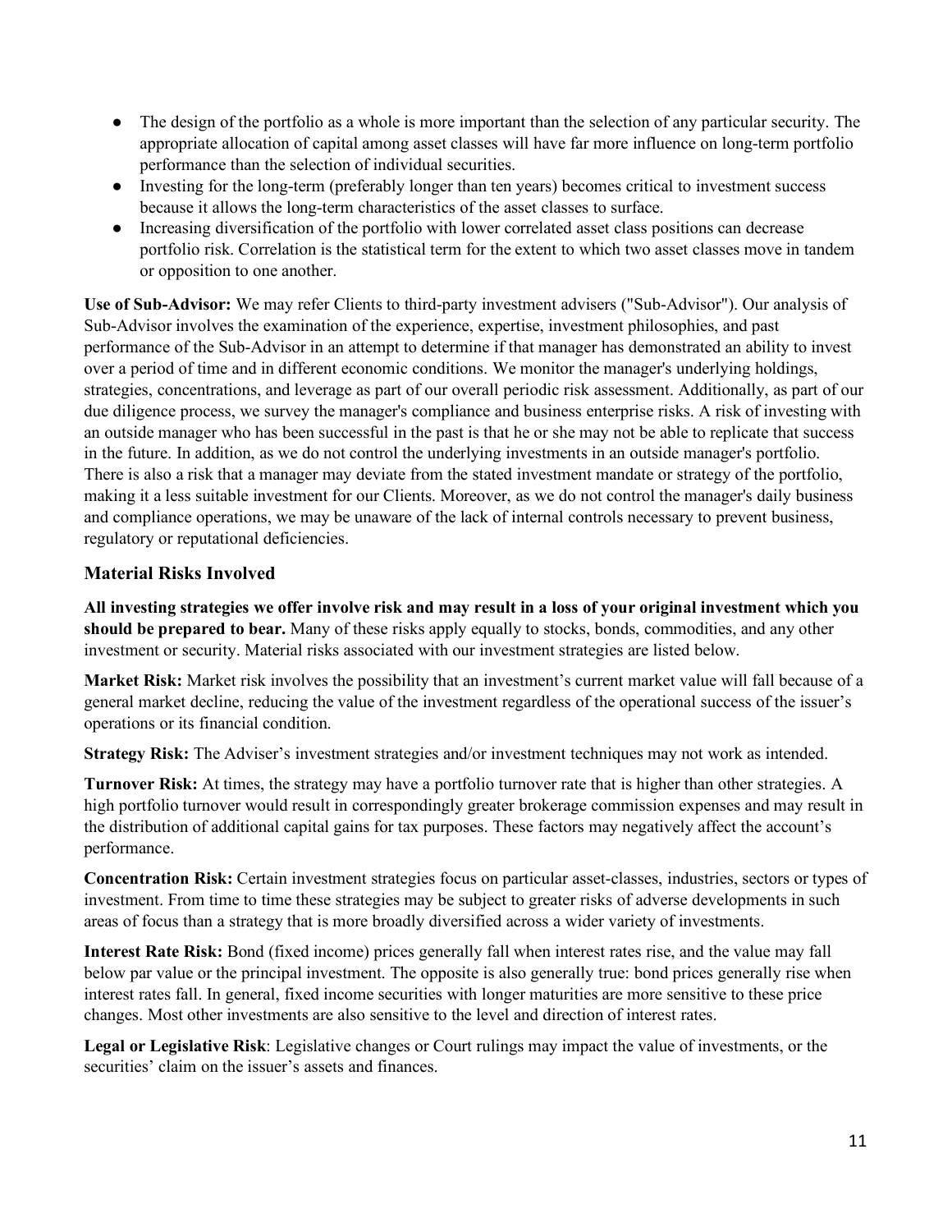- The design of the portfolio as a whole is more important than the selection of any particular security. The appropriate allocation of capital among asset classes will have far more influence on long-term portfolio performance than the selection of individual securities.
- Investing for the long-term (preferably longer than ten years) becomes critical to investment success because it allows the long-term characteristics of the asset classes to surface.
- Increasing diversification of the portfolio with lower correlated asset class positions can decrease portfolio risk. Correlation is the statistical term for the extent to which two asset classes move in tandem or opposition to one another.

**Use of Sub-Advisor:** We may refer Clients to third-party investment advisers ("Sub-Advisor"). Our analysis of Sub-Advisor involves the examination of the experience, expertise, investment philosophies, and past performance of the Sub-Advisor in an attempt to determine if that manager has demonstrated an ability to invest over a period of time and in different economic conditions. We monitor the manager's underlying holdings, strategies, concentrations, and leverage as part of our overall periodic risk assessment. Additionally, as part of our due diligence process, we survey the manager's compliance and business enterprise risks. A risk of investing with an outside manager who has been successful in the past is that he or she may not be able to replicate that success in the future. In addition, as we do not control the underlying investments in an outside manager's portfolio. There is also a risk that a manager may deviate from the stated investment mandate or strategy of the portfolio, making it a less suitable investment for our Clients. Moreover, as we do not control the manager's daily business and compliance operations, we may be unaware of the lack of internal controls necessary to prevent business, regulatory or reputational deficiencies.

### Material Risks Involved

**All investing strategies we offer involve risk and may result in a loss of your original investment which you should be prepared to bear.** Many of these risks apply equally to stocks, bonds, commodities, and any other investment or security. Material risks associated with our investment strategies are listed below.

**Market Risk:** Market risk involves the possibility that an investment's current market value will fall because of a general market decline, reducing the value of the investment regardless of the operational success of the issuer's operations or its financial condition.

**Strategy Risk:** The Adviser's investment strategies and/or investment techniques may not work as intended.

**Turnover Risk:** At times, the strategy may have a portfolio turnover rate that is higher than other strategies. A high portfolio turnover would result in correspondingly greater brokerage commission expenses and may result in the distribution of additional capital gains for tax purposes. These factors may negatively affect the account's performance.

**Concentration Risk:** Certain investment strategies focus on particular asset-classes, industries, sectors or types of investment. From time to time these strategies may be subject to greater risks of adverse developments in such areas of focus than a strategy that is more broadly diversified across a wider variety of investments.

**Interest Rate Risk:** Bond (fixed income) prices generally fall when interest rates rise, and the value may fall below par value or the principal investment. The opposite is also generally true: bond prices generally rise when interest rates fall. In general, fixed income securities with longer maturities are more sensitive to these price changes. Most other investments are also sensitive to the level and direction of interest rates.

**Legal or Legislative Risk**: Legislative changes or Court rulings may impact the value of investments, or the securities' claim on the issuer's assets and finances.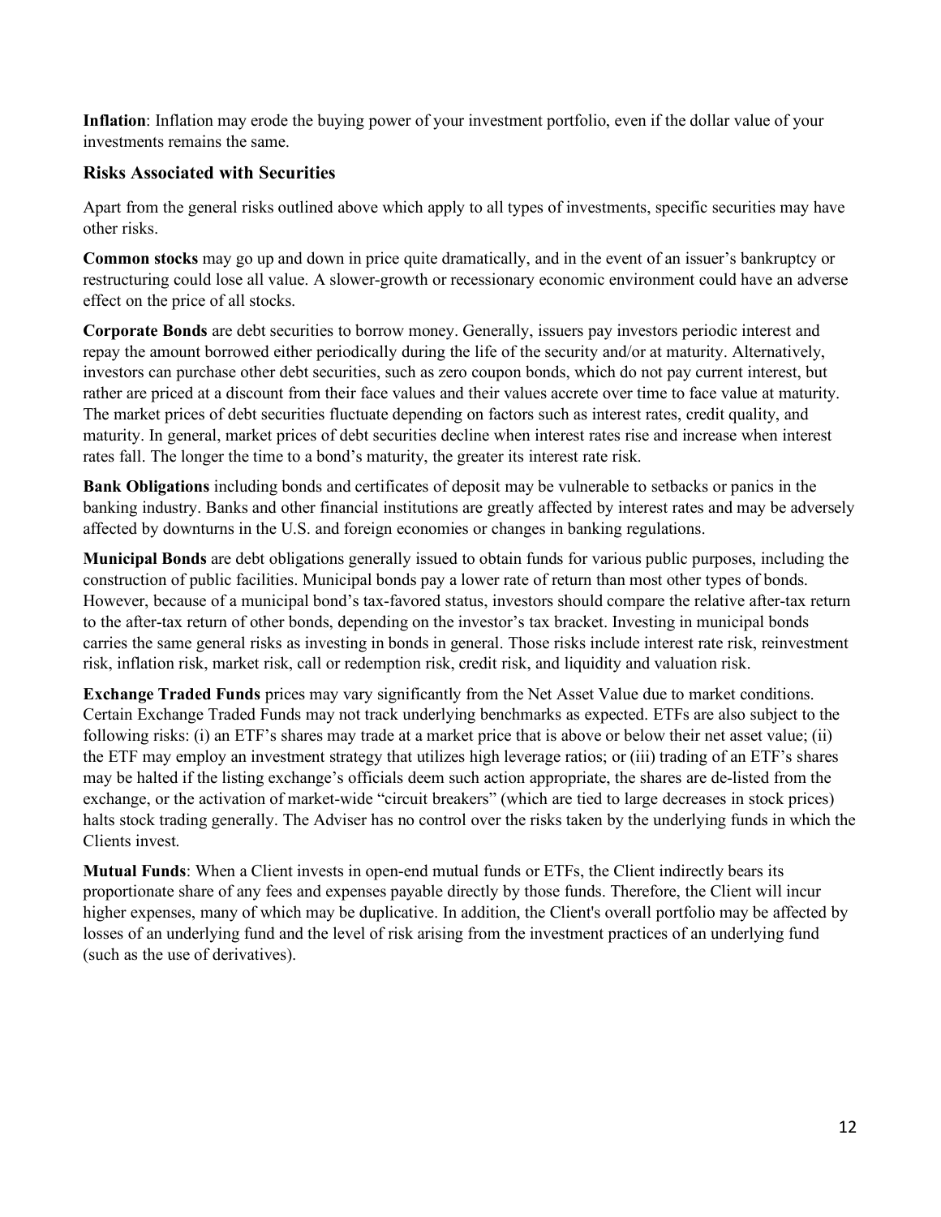**Inflation**: Inflation may erode the buying power of your investment portfolio, even if the dollar value of your investments remains the same.

### Risks Associated with Securities

Apart from the general risks outlined above which apply to all types of investments, specific securities may have other risks.

**Common stocks** may go up and down in price quite dramatically, and in the event of an issuer's bankruptcy or restructuring could lose all value. A slower-growth or recessionary economic environment could have an adverse effect on the price of all stocks.

**Corporate Bonds** are debt securities to borrow money. Generally, issuers pay investors periodic interest and repay the amount borrowed either periodically during the life of the security and/or at maturity. Alternatively, investors can purchase other debt securities, such as zero coupon bonds, which do not pay current interest, but rather are priced at a discount from their face values and their values accrete over time to face value at maturity. The market prices of debt securities fluctuate depending on factors such as interest rates, credit quality, and maturity. In general, market prices of debt securities decline when interest rates rise and increase when interest rates fall. The longer the time to a bond's maturity, the greater its interest rate risk.

**Bank Obligations** including bonds and certificates of deposit may be vulnerable to setbacks or panics in the banking industry. Banks and other financial institutions are greatly affected by interest rates and may be adversely affected by downturns in the U.S. and foreign economies or changes in banking regulations.

**Municipal Bonds** are debt obligations generally issued to obtain funds for various public purposes, including the construction of public facilities. Municipal bonds pay a lower rate of return than most other types of bonds. However, because of a municipal bond's tax-favored status, investors should compare the relative after-tax return to the after-tax return of other bonds, depending on the investor's tax bracket. Investing in municipal bonds carries the same general risks as investing in bonds in general. Those risks include interest rate risk, reinvestment risk, inflation risk, market risk, call or redemption risk, credit risk, and liquidity and valuation risk.

**Exchange Traded Funds** prices may vary significantly from the Net Asset Value due to market conditions. Certain Exchange Traded Funds may not track underlying benchmarks as expected. ETFs are also subject to the following risks: (i) an ETF's shares may trade at a market price that is above or below their net asset value; (ii) the ETF may employ an investment strategy that utilizes high leverage ratios; or (iii) trading of an ETF's shares may be halted if the listing exchange's officials deem such action appropriate, the shares are de-listed from the exchange, or the activation of market-wide "circuit breakers" (which are tied to large decreases in stock prices) halts stock trading generally. The Adviser has no control over the risks taken by the underlying funds in which the Clients invest.

**Mutual Funds**: When a Client invests in open-end mutual funds or ETFs, the Client indirectly bears its proportionate share of any fees and expenses payable directly by those funds. Therefore, the Client will incur higher expenses, many of which may be duplicative. In addition, the Client's overall portfolio may be affected by losses of an underlying fund and the level of risk arising from the investment practices of an underlying fund (such as the use of derivatives).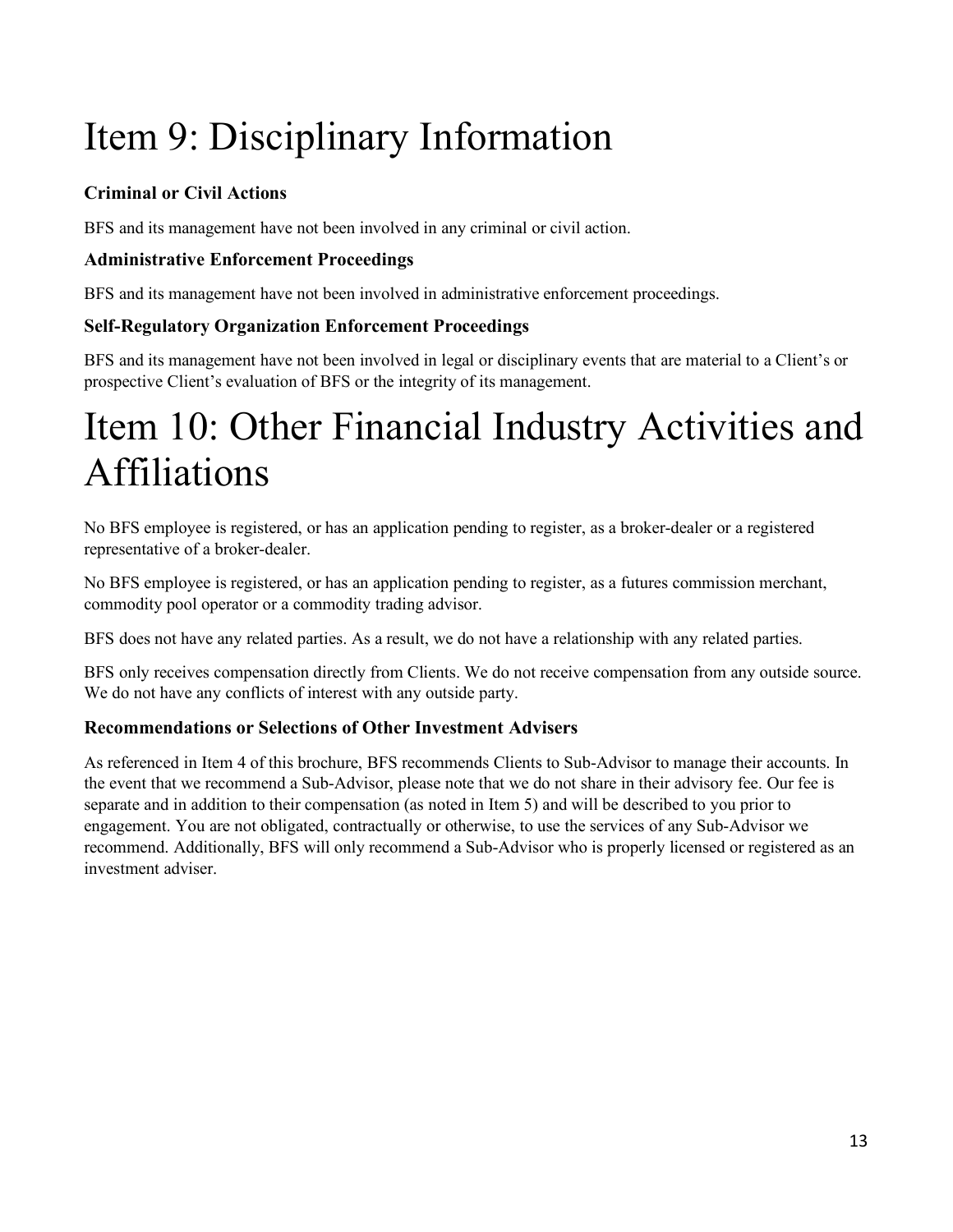# Item 9: Disciplinary Information

### Criminal or Civil Actions

BFS and its management have not been involved in any criminal or civil action.

### Administrative Enforcement Proceedings

BFS and its management have not been involved in administrative enforcement proceedings.

### Self-Regulatory Organization Enforcement Proceedings

BFS and its management have not been involved in legal or disciplinary events that are material to a Client's or prospective Client's evaluation of BFS or the integrity of its management.

# Item 10: Other Financial Industry Activities and Affiliations

No BFS employee is registered, or has an application pending to register, as a broker-dealer or a registered representative of a broker-dealer.

No BFS employee is registered, or has an application pending to register, as a futures commission merchant, commodity pool operator or a commodity trading advisor.

BFS does not have any related parties. As a result, we do not have a relationship with any related parties.

BFS only receives compensation directly from Clients. We do not receive compensation from any outside source. We do not have any conflicts of interest with any outside party.

### Recommendations or Selections of Other Investment Advisers

As referenced in Item 4 of this brochure, BFS recommends Clients to Sub-Advisor to manage their accounts. In the event that we recommend a Sub-Advisor, please note that we do not share in their advisory fee. Our fee is separate and in addition to their compensation (as noted in Item 5) and will be described to you prior to engagement. You are not obligated, contractually or otherwise, to use the services of any Sub-Advisor we recommend. Additionally, BFS will only recommend a Sub-Advisor who is properly licensed or registered as an investment adviser.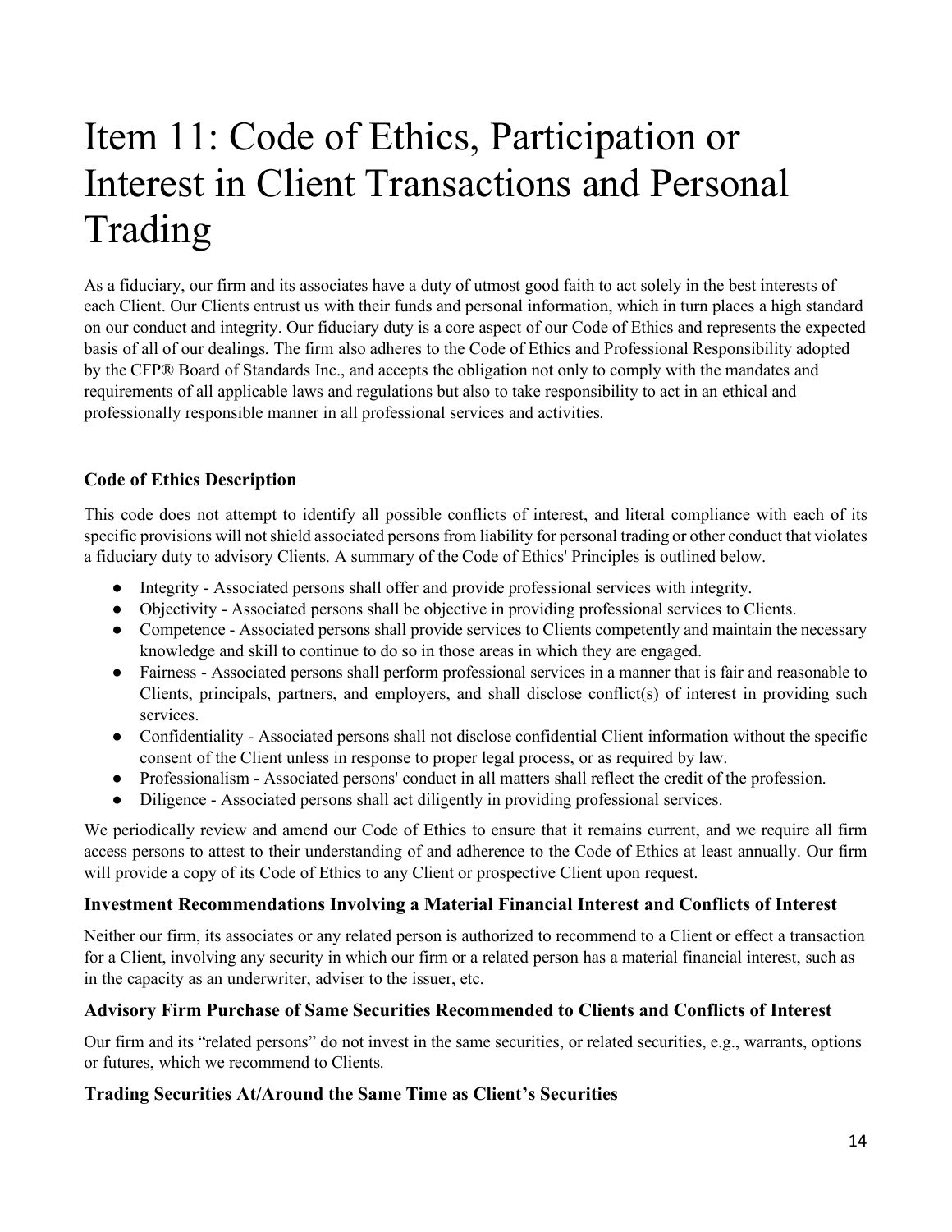# Item 11: Code of Ethics, Participation or Interest in Client Transactions and Personal Trading

As a fiduciary, our firm and its associates have a duty of utmost good faith to act solely in the best interests of each Client. Our Clients entrust us with their funds and personal information, which in turn places a high standard on our conduct and integrity. Our fiduciary duty is a core aspect of our Code of Ethics and represents the expected basis of all of our dealings. The firm also adheres to the Code of Ethics and Professional Responsibility adopted by the CFP® Board of Standards Inc., and accepts the obligation not only to comply with the mandates and requirements of all applicable laws and regulations but also to take responsibility to act in an ethical and professionally responsible manner in all professional services and activities.

### Code of Ethics Description

This code does not attempt to identify all possible conflicts of interest, and literal compliance with each of its specific provisions will not shield associated persons from liability for personal trading or other conduct that violates a fiduciary duty to advisory Clients. A summary of the Code of Ethics' Principles is outlined below.

- Integrity - Associated persons shall offer and provide professional services with integrity.
- Objectivity - Associated persons shall be objective in providing professional services to Clients.
- Competence - Associated persons shall provide services to Clients competently and maintain the necessary knowledge and skill to continue to do so in those areas in which they are engaged.
- Fairness - Associated persons shall perform professional services in a manner that is fair and reasonable to Clients, principals, partners, and employers, and shall disclose conflict(s) of interest in providing such services.
- Confidentiality - Associated persons shall not disclose confidential Client information without the specific consent of the Client unless in response to proper legal process, or as required by law.
- Professionalism - Associated persons' conduct in all matters shall reflect the credit of the profession.
- Diligence - Associated persons shall act diligently in providing professional services.

We periodically review and amend our Code of Ethics to ensure that it remains current, and we require all firm access persons to attest to their understanding of and adherence to the Code of Ethics at least annually. Our firm will provide a copy of its Code of Ethics to any Client or prospective Client upon request.

### Investment Recommendations Involving a Material Financial Interest and Conflicts of Interest

Neither our firm, its associates or any related person is authorized to recommend to a Client or effect a transaction for a Client, involving any security in which our firm or a related person has a material financial interest, such as in the capacity as an underwriter, adviser to the issuer, etc.

### Advisory Firm Purchase of Same Securities Recommended to Clients and Conflicts of Interest

Our firm and its "related persons" do not invest in the same securities, or related securities, e.g., warrants, options or futures, which we recommend to Clients.

### Trading Securities At/Around the Same Time as Client's Securities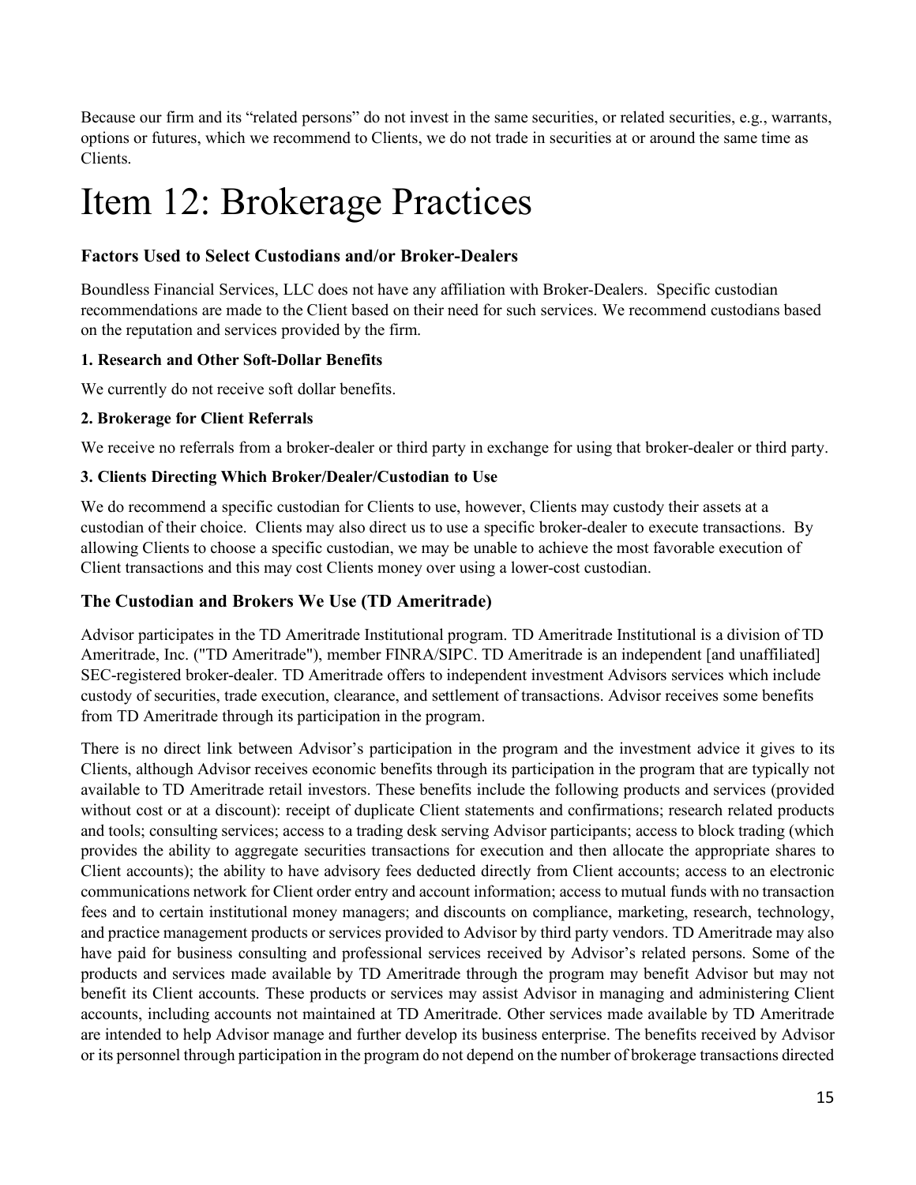Because our firm and its "related persons" do not invest in the same securities, or related securities, e.g., warrants, options or futures, which we recommend to Clients, we do not trade in securities at or around the same time as Clients.

# Item 12: Brokerage Practices

### Factors Used to Select Custodians and/or Broker-Dealers

Boundless Financial Services, LLC does not have any affiliation with Broker-Dealers. Specific custodian recommendations are made to the Client based on their need for such services. We recommend custodians based on the reputation and services provided by the firm.

#### 1. Research and Other Soft-Dollar Benefits

We currently do not receive soft dollar benefits.

#### 2. Brokerage for Client Referrals

We receive no referrals from a broker-dealer or third party in exchange for using that broker-dealer or third party.

#### 3. Clients Directing Which Broker/Dealer/Custodian to Use

We do recommend a specific custodian for Clients to use, however, Clients may custody their assets at a custodian of their choice. Clients may also direct us to use a specific broker-dealer to execute transactions. By allowing Clients to choose a specific custodian, we may be unable to achieve the most favorable execution of Client transactions and this may cost Clients money over using a lower-cost custodian.

### The Custodian and Brokers We Use (TD Ameritrade)

Advisor participates in the TD Ameritrade Institutional program. TD Ameritrade Institutional is a division of TD Ameritrade, Inc. ("TD Ameritrade"), member FINRA/SIPC. TD Ameritrade is an independent [and unaffiliated] SEC-registered broker-dealer. TD Ameritrade offers to independent investment Advisors services which include custody of securities, trade execution, clearance, and settlement of transactions. Advisor receives some benefits from TD Ameritrade through its participation in the program.

There is no direct link between Advisor's participation in the program and the investment advice it gives to its Clients, although Advisor receives economic benefits through its participation in the program that are typically not available to TD Ameritrade retail investors. These benefits include the following products and services (provided without cost or at a discount): receipt of duplicate Client statements and confirmations; research related products and tools; consulting services; access to a trading desk serving Advisor participants; access to block trading (which provides the ability to aggregate securities transactions for execution and then allocate the appropriate shares to Client accounts); the ability to have advisory fees deducted directly from Client accounts; access to an electronic communications network for Client order entry and account information; access to mutual funds with no transaction fees and to certain institutional money managers; and discounts on compliance, marketing, research, technology, and practice management products or services provided to Advisor by third party vendors. TD Ameritrade may also have paid for business consulting and professional services received by Advisor's related persons. Some of the products and services made available by TD Ameritrade through the program may benefit Advisor but may not benefit its Client accounts. These products or services may assist Advisor in managing and administering Client accounts, including accounts not maintained at TD Ameritrade. Other services made available by TD Ameritrade are intended to help Advisor manage and further develop its business enterprise. The benefits received by Advisor or its personnel through participation in the program do not depend on the number of brokerage transactions directed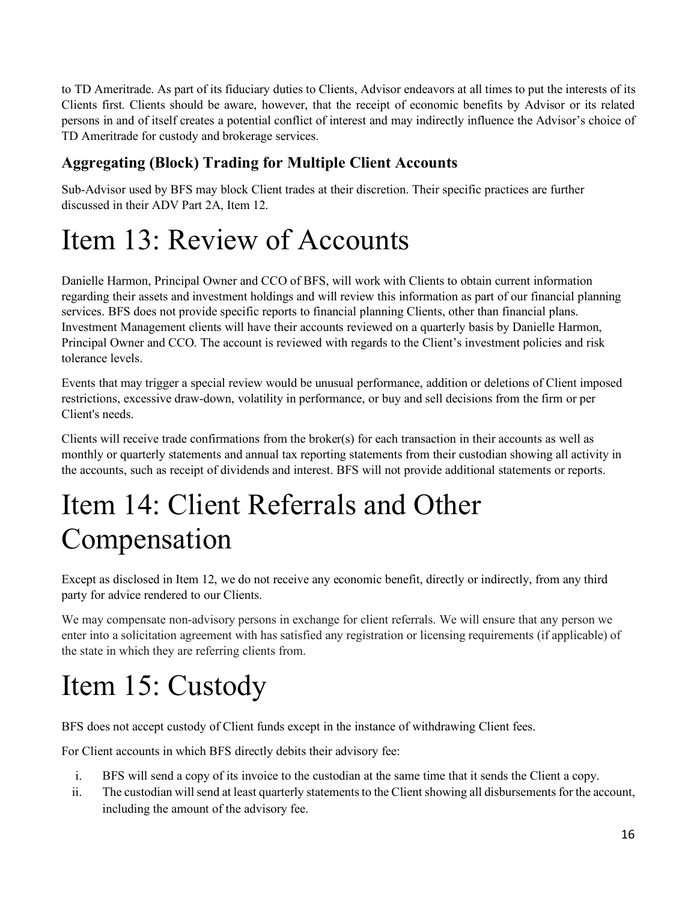to TD Ameritrade. As part of its fiduciary duties to Clients, Advisor endeavors at all times to put the interests of its Clients first. Clients should be aware, however, that the receipt of economic benefits by Advisor or its related persons in and of itself creates a potential conflict of interest and may indirectly influence the Advisor's choice of TD Ameritrade for custody and brokerage services.

### Aggregating (Block) Trading for Multiple Client Accounts

Sub-Advisor used by BFS may block Client trades at their discretion. Their specific practices are further discussed in their ADV Part 2A, Item 12.

# Item 13: Review of Accounts

Danielle Harmon, Principal Owner and CCO of BFS, will work with Clients to obtain current information regarding their assets and investment holdings and will review this information as part of our financial planning services. BFS does not provide specific reports to financial planning Clients, other than financial plans. Investment Management clients will have their accounts reviewed on a quarterly basis by Danielle Harmon, Principal Owner and CCO. The account is reviewed with regards to the Client's investment policies and risk tolerance levels.

Events that may trigger a special review would be unusual performance, addition or deletions of Client imposed restrictions, excessive draw-down, volatility in performance, or buy and sell decisions from the firm or per Client's needs.

Clients will receive trade confirmations from the broker(s) for each transaction in their accounts as well as monthly or quarterly statements and annual tax reporting statements from their custodian showing all activity in the accounts, such as receipt of dividends and interest. BFS will not provide additional statements or reports.

# Item 14: Client Referrals and Other Compensation

Except as disclosed in Item 12, we do not receive any economic benefit, directly or indirectly, from any third party for advice rendered to our Clients.

We may compensate non-advisory persons in exchange for client referrals. We will ensure that any person we enter into a solicitation agreement with has satisfied any registration or licensing requirements (if applicable) of the state in which they are referring clients from.

# Item 15: Custody

BFS does not accept custody of Client funds except in the instance of withdrawing Client fees.

For Client accounts in which BFS directly debits their advisory fee:

i. BFS will send a copy of its invoice to the custodian at the same time that it sends the Client a copy.
ii. The custodian will send at least quarterly statements to the Client showing all disbursements for the account, including the amount of the advisory fee.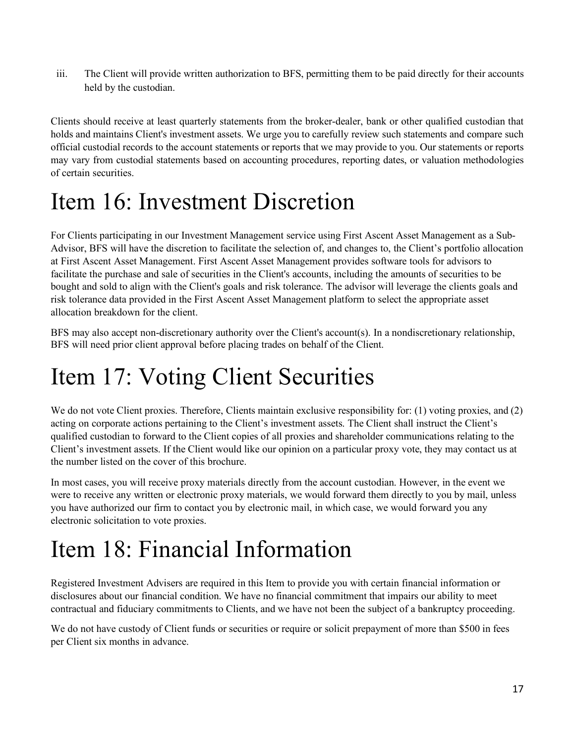iii. The Client will provide written authorization to BFS, permitting them to be paid directly for their accounts held by the custodian.

Clients should receive at least quarterly statements from the broker-dealer, bank or other qualified custodian that holds and maintains Client's investment assets. We urge you to carefully review such statements and compare such official custodial records to the account statements or reports that we may provide to you. Our statements or reports may vary from custodial statements based on accounting procedures, reporting dates, or valuation methodologies of certain securities.

# Item 16: Investment Discretion

For Clients participating in our Investment Management service using First Ascent Asset Management as a Sub-Advisor, BFS will have the discretion to facilitate the selection of, and changes to, the Client's portfolio allocation at First Ascent Asset Management. First Ascent Asset Management provides software tools for advisors to facilitate the purchase and sale of securities in the Client's accounts, including the amounts of securities to be bought and sold to align with the Client's goals and risk tolerance. The advisor will leverage the clients goals and risk tolerance data provided in the First Ascent Asset Management platform to select the appropriate asset allocation breakdown for the client.

BFS may also accept non-discretionary authority over the Client's account(s). In a nondiscretionary relationship, BFS will need prior client approval before placing trades on behalf of the Client.

# Item 17: Voting Client Securities

We do not vote Client proxies. Therefore, Clients maintain exclusive responsibility for: (1) voting proxies, and (2) acting on corporate actions pertaining to the Client's investment assets. The Client shall instruct the Client's qualified custodian to forward to the Client copies of all proxies and shareholder communications relating to the Client's investment assets. If the Client would like our opinion on a particular proxy vote, they may contact us at the number listed on the cover of this brochure.

In most cases, you will receive proxy materials directly from the account custodian. However, in the event we were to receive any written or electronic proxy materials, we would forward them directly to you by mail, unless you have authorized our firm to contact you by electronic mail, in which case, we would forward you any electronic solicitation to vote proxies.

# Item 18: Financial Information

Registered Investment Advisers are required in this Item to provide you with certain financial information or disclosures about our financial condition. We have no financial commitment that impairs our ability to meet contractual and fiduciary commitments to Clients, and we have not been the subject of a bankruptcy proceeding.

We do not have custody of Client funds or securities or require or solicit prepayment of more than $500 in fees per Client six months in advance.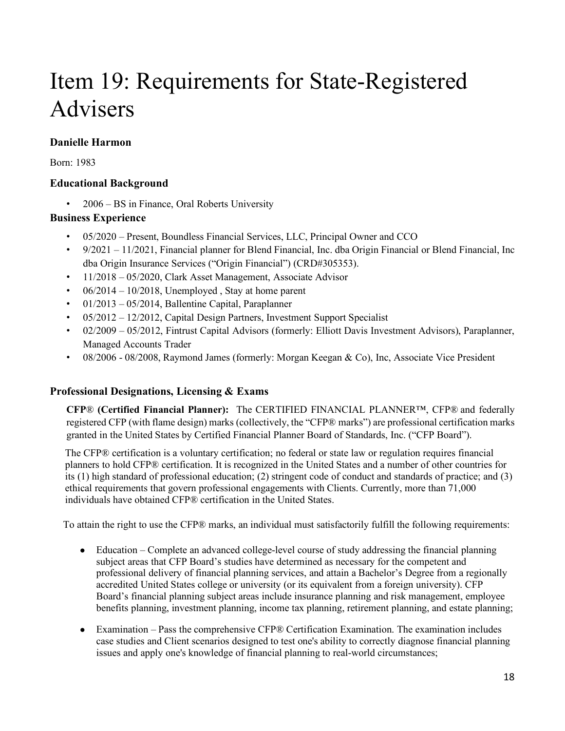# Item 19: Requirements for State-Registered Advisers

### Danielle Harmon

Born: 1983

### Educational Background

- 2006 – BS in Finance, Oral Roberts University

### Business Experience

- 05/2020 – Present, Boundless Financial Services, LLC, Principal Owner and CCO
- 9/2021 – 11/2021, Financial planner for Blend Financial, Inc. dba Origin Financial or Blend Financial, Inc dba Origin Insurance Services ("Origin Financial") (CRD#305353).
- 11/2018 – 05/2020, Clark Asset Management, Associate Advisor
- 06/2014 – 10/2018, Unemployed , Stay at home parent
- 01/2013 – 05/2014, Ballentine Capital, Paraplanner
- 05/2012 – 12/2012, Capital Design Partners, Investment Support Specialist
- 02/2009 – 05/2012, Fintrust Capital Advisors (formerly: Elliott Davis Investment Advisors), Paraplanner, Managed Accounts Trader
- 08/2006 - 08/2008, Raymond James (formerly: Morgan Keegan & Co), Inc, Associate Vice President

### Professional Designations, Licensing & Exams

**CFP® (Certified Financial Planner):** The CERTIFIED FINANCIAL PLANNER™, CFP® and federally registered CFP (with flame design) marks (collectively, the "CFP® marks") are professional certification marks granted in the United States by Certified Financial Planner Board of Standards, Inc. ("CFP Board").

The CFP® certification is a voluntary certification; no federal or state law or regulation requires financial planners to hold CFP® certification. It is recognized in the United States and a number of other countries for its (1) high standard of professional education; (2) stringent code of conduct and standards of practice; and (3) ethical requirements that govern professional engagements with Clients. Currently, more than 71,000 individuals have obtained CFP® certification in the United States.

To attain the right to use the CFP® marks, an individual must satisfactorily fulfill the following requirements:

- Education – Complete an advanced college-level course of study addressing the financial planning subject areas that CFP Board's studies have determined as necessary for the competent and professional delivery of financial planning services, and attain a Bachelor's Degree from a regionally accredited United States college or university (or its equivalent from a foreign university). CFP Board's financial planning subject areas include insurance planning and risk management, employee benefits planning, investment planning, income tax planning, retirement planning, and estate planning;

- Examination – Pass the comprehensive CFP® Certification Examination. The examination includes case studies and Client scenarios designed to test one's ability to correctly diagnose financial planning issues and apply one's knowledge of financial planning to real-world circumstances;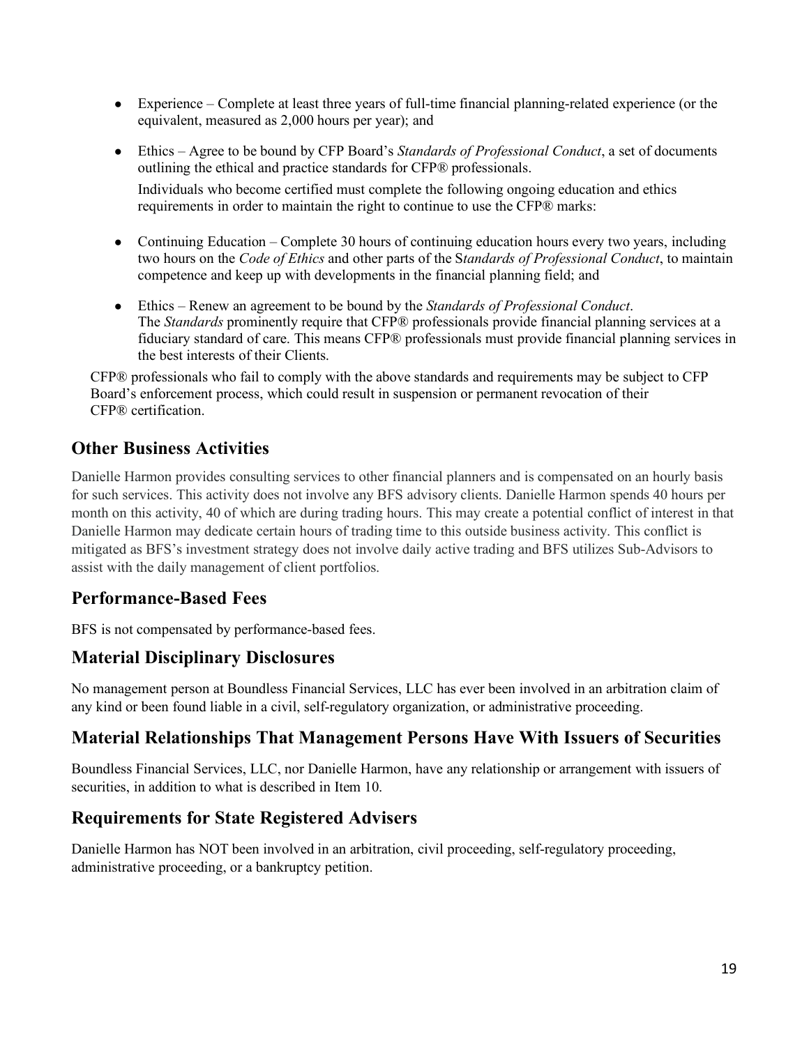- Experience – Complete at least three years of full-time financial planning-related experience (or the equivalent, measured as 2,000 hours per year); and
- Ethics – Agree to be bound by CFP Board's *Standards of Professional Conduct*, a set of documents outlining the ethical and practice standards for CFP® professionals.

  Individuals who become certified must complete the following ongoing education and ethics requirements in order to maintain the right to continue to use the CFP® marks:

- Continuing Education – Complete 30 hours of continuing education hours every two years, including two hours on the *Code of Ethics* and other parts of the S*tandards of Professional Conduct*, to maintain competence and keep up with developments in the financial planning field; and
- Ethics – Renew an agreement to be bound by the *Standards of Professional Conduct*. The *Standards* prominently require that CFP® professionals provide financial planning services at a fiduciary standard of care. This means CFP® professionals must provide financial planning services in the best interests of their Clients.

CFP® professionals who fail to comply with the above standards and requirements may be subject to CFP Board's enforcement process, which could result in suspension or permanent revocation of their CFP® certification.

## Other Business Activities

Danielle Harmon provides consulting services to other financial planners and is compensated on an hourly basis for such services. This activity does not involve any BFS advisory clients. Danielle Harmon spends 40 hours per month on this activity, 40 of which are during trading hours. This may create a potential conflict of interest in that Danielle Harmon may dedicate certain hours of trading time to this outside business activity. This conflict is mitigated as BFS's investment strategy does not involve daily active trading and BFS utilizes Sub-Advisors to assist with the daily management of client portfolios.

## Performance-Based Fees

BFS is not compensated by performance-based fees.

## Material Disciplinary Disclosures

No management person at Boundless Financial Services, LLC has ever been involved in an arbitration claim of any kind or been found liable in a civil, self-regulatory organization, or administrative proceeding.

## Material Relationships That Management Persons Have With Issuers of Securities

Boundless Financial Services, LLC, nor Danielle Harmon, have any relationship or arrangement with issuers of securities, in addition to what is described in Item 10.

## Requirements for State Registered Advisers

Danielle Harmon has NOT been involved in an arbitration, civil proceeding, self-regulatory proceeding, administrative proceeding, or a bankruptcy petition.